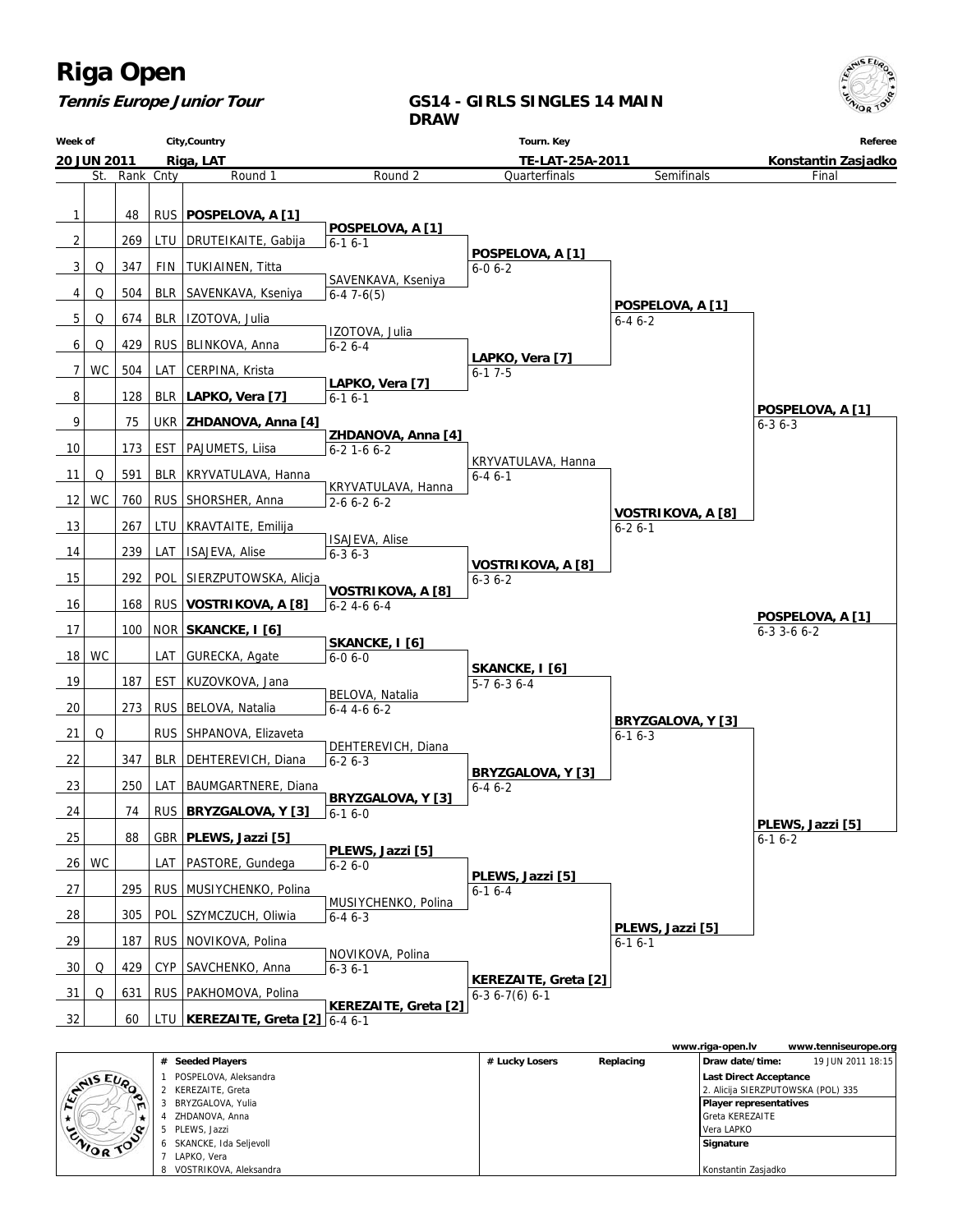# Riga Open

***Tennis Europe Junior Tour***

## GS14 - GIRLS SINGLES 14 MAIN DRAW

| Week of | City,Country | Tourn. Key | Referee |
|---|---|---|---|
| 20 JUN 2011 | Riga, LAT | TE-LAT-25A-2011 | Konstantin Zasjadko |

| # | St. | Rank | Cnty | Round 1 | Round 2 | Quarterfinals | Semifinals | Final |
|---|---|---|---|---|---|---|---|---|
| 1 | | 48 | RUS | **POSPELOVA, A [1]** | | | | |
| 2 | | 269 | LTU | DRUTEIKAITE, Gabija | **POSPELOVA, A [1]** 6-1 6-1 | | | |
| 3 | Q | 347 | FIN | TUKIAINEN, Titta | | **POSPELOVA, A [1]** 6-0 6-2 | | |
| 4 | Q | 504 | BLR | SAVENKAVA, Kseniya | SAVENKAVA, Kseniya 6-4 7-6(5) | | | |
| 5 | Q | 674 | BLR | IZOTOVA, Julia | | | **POSPELOVA, A [1]** 6-4 6-2 | |
| 6 | Q | 429 | RUS | BLINKOVA, Anna | IZOTOVA, Julia 6-2 6-4 | | | |
| 7 | WC | 504 | LAT | CERPINA, Krista | | **LAPKO, Vera [7]** 6-1 7-5 | | |
| 8 | | 128 | BLR | **LAPKO, Vera [7]** | **LAPKO, Vera [7]** 6-1 6-1 | | | |
| 9 | | 75 | UKR | **ZHDANOVA, Anna [4]** | | | | **POSPELOVA, A [1]** 6-3 6-3 |
| 10 | | 173 | EST | PAJUMETS, Liisa | **ZHDANOVA, Anna [4]** 6-2 1-6 6-2 | | | |
| 11 | Q | 591 | BLR | KRYVATULAVA, Hanna | | KRYVATULAVA, Hanna 6-4 6-1 | | |
| 12 | WC | 760 | RUS | SHORSHER, Anna | KRYVATULAVA, Hanna 2-6 6-2 6-2 | | | |
| 13 | | 267 | LTU | KRAVTAITE, Emilija | | | **VOSTRIKOVA, A [8]** 6-2 6-1 | |
| 14 | | 239 | LAT | ISAJEVA, Alise | ISAJEVA, Alise 6-3 6-3 | | | |
| 15 | | 292 | POL | SIERZPUTOWSKA, Alicja | | **VOSTRIKOVA, A [8]** 6-3 6-2 | | |
| 16 | | 168 | RUS | **VOSTRIKOVA, A [8]** | **VOSTRIKOVA, A [8]** 6-2 4-6 6-4 | | | |
| 17 | | 100 | NOR | **SKANCKE, I [6]** | | | | **POSPELOVA, A [1]** 6-3 3-6 6-2 |
| 18 | WC | | LAT | GURECKA, Agate | **SKANCKE, I [6]** 6-0 6-0 | | | |
| 19 | | 187 | EST | KUZOVKOVA, Jana | | **SKANCKE, I [6]** 5-7 6-3 6-4 | | |
| 20 | | 273 | RUS | BELOVA, Natalia | BELOVA, Natalia 6-4 4-6 6-2 | | | |
| 21 | Q | | RUS | SHPANOVA, Elizaveta | | | **BRYZGALOVA, Y [3]** 6-1 6-3 | |
| 22 | | 347 | BLR | DEHTEREVICH, Diana | DEHTEREVICH, Diana 6-2 6-3 | | | |
| 23 | | 250 | LAT | BAUMGARTNERE, Diana | | **BRYZGALOVA, Y [3]** 6-4 6-2 | | |
| 24 | | 74 | RUS | **BRYZGALOVA, Y [3]** | **BRYZGALOVA, Y [3]** 6-1 6-0 | | | |
| 25 | | 88 | GBR | **PLEWS, Jazzi [5]** | | | | **PLEWS, Jazzi [5]** 6-1 6-2 |
| 26 | WC | | LAT | PASTORE, Gundega | **PLEWS, Jazzi [5]** 6-2 6-0 | | | |
| 27 | | 295 | RUS | MUSIYCHENKO, Polina | | **PLEWS, Jazzi [5]** 6-1 6-4 | | |
| 28 | | 305 | POL | SZYMCZUCH, Oliwia | MUSIYCHENKO, Polina 6-4 6-3 | | | |
| 29 | | 187 | RUS | NOVIKOVA, Polina | | | **PLEWS, Jazzi [5]** 6-1 6-1 | |
| 30 | Q | 429 | CYP | SAVCHENKO, Anna | NOVIKOVA, Polina 6-3 6-1 | | | |
| 31 | Q | 631 | RUS | PAKHOMOVA, Polina | | **KEREZAITE, Greta [2]** 6-3 6-7(6) 6-1 | | |
| 32 | | 60 | LTU | **KEREZAITE, Greta [2]** | **KEREZAITE, Greta [2]** 6-4 6-1 | | | |

www.riga-open.lv www.tenniseurope.org

| # | Seeded Players | # Lucky Losers | Replacing | |
|---|---|---|---|---|
| 1 | POSPELOVA, Aleksandra | | | **Draw date/time:** 19 JUN 2011 18:15 |
| 2 | KEREZAITE, Greta | | | **Last Direct Acceptance** 2. Alicija SIERZPUTOWSKA (POL) 335 |
| 3 | BRYZGALOVA, Yulia | | | **Player representatives** |
| 4 | ZHDANOVA, Anna | | | Greta KEREZAITE |
| 5 | PLEWS, Jazzi | | | Vera LAPKO |
| 6 | SKANCKE, Ida Seljevoll | | | **Signature** |
| 7 | LAPKO, Vera | | | |
| 8 | VOSTRIKOVA, Aleksandra | | | Konstantin Zasjadko |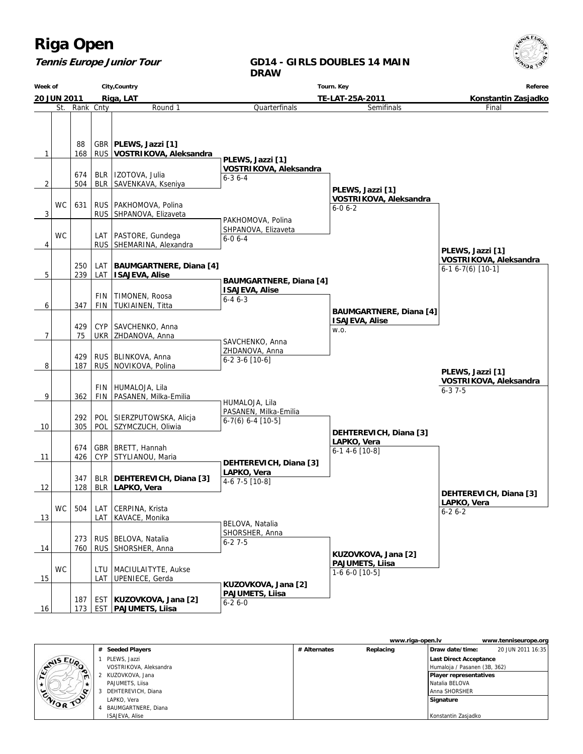# Riga Open

***Tennis Europe Junior Tour***

**GD14 - GIRLS DOUBLES 14 MAIN DRAW**

| Week of | City,Country | Tourn. Key | Referee |
|---|---|---|---|
| 20 JUN 2011 | Riga, LAT | TE-LAT-25A-2011 | Konstantin Zasjadko |

| # | St. | Rank | Cnty | Round 1 | Quarterfinals | Semifinals | Final |
|---|---|---|---|---|---|---|---|
| 1 | | 88 | GBR | **PLEWS, Jazzi [1]** | | | |
| | | 168 | RUS | **VOSTRIKOVA, Aleksandra** | **PLEWS, Jazzi [1] VOSTRIKOVA, Aleksandra** 6-3 6-4 | | |
| 2 | | 674 | BLR | IZOTOVA, Julia | | | |
| | | 504 | BLR | SAVENKAVA, Kseniya | | **PLEWS, Jazzi [1] VOSTRIKOVA, Aleksandra** 6-0 6-2 | |
| 3 | WC | 631 | RUS | PAKHOMOVA, Polina | | | |
| | | | RUS | SHPANOVA, Elizaveta | PAKHOMOVA, Polina SHPANOVA, Elizaveta 6-0 6-4 | | |
| 4 | WC | | LAT | PASTORE, Gundega | | | |
| | | | RUS | SHEMARINA, Alexandra | | | **PLEWS, Jazzi [1] VOSTRIKOVA, Aleksandra** 6-1 6-7(6) [10-1] |
| 5 | | 250 | LAT | **BAUMGARTNERE, Diana [4]** | | | |
| | | 239 | LAT | **ISAJEVA, Alise** | **BAUMGARTNERE, Diana [4] ISAJEVA, Alise** 6-4 6-3 | | |
| 6 | | | FIN | TIMONEN, Roosa | | | |
| | | 347 | FIN | TUKIAINEN, Titta | | **BAUMGARTNERE, Diana [4] ISAJEVA, Alise** w.o. | |
| 7 | | 429 | CYP | SAVCHENKO, Anna | | | |
| | | 75 | UKR | ZHDANOVA, Anna | SAVCHENKO, Anna ZHDANOVA, Anna 6-2 3-6 [10-6] | | |
| 8 | | 429 | RUS | BLINKOVA, Anna | | | |
| | | 187 | RUS | NOVIKOVA, Polina | | | **PLEWS, Jazzi [1] VOSTRIKOVA, Aleksandra** 6-3 7-5 |
| 9 | | | FIN | HUMALOJA, Lila | | | |
| | | 362 | FIN | PASANEN, Milka-Emilia | HUMALOJA, Lila PASANEN, Milka-Emilia 6-7(6) 6-4 [10-5] | | |
| 10 | | 292 | POL | SIERZPUTOWSKA, Alicja | | | |
| | | 305 | POL | SZYMCZUCH, Oliwia | | **DEHTEREVICH, Diana [3] LAPKO, Vera** 6-1 4-6 [10-8] | |
| 11 | | 674 | GBR | BRETT, Hannah | | | |
| | | 426 | CYP | STYLIANOU, Maria | **DEHTEREVICH, Diana [3] LAPKO, Vera** 4-6 7-5 [10-8] | | |
| 12 | | 347 | BLR | **DEHTEREVICH, Diana [3]** | | | |
| | | 128 | BLR | **LAPKO, Vera** | | | **DEHTEREVICH, Diana [3] LAPKO, Vera** 6-2 6-2 |
| 13 | WC | 504 | LAT | CERPINA, Krista | | | |
| | | | LAT | KAVACE, Monika | BELOVA, Natalia SHORSHER, Anna 6-2 7-5 | | |
| 14 | | 273 | RUS | BELOVA, Natalia | | | |
| | | 760 | RUS | SHORSHER, Anna | | **KUZOVKOVA, Jana [2] PAJUMETS, Liisa** 1-6 6-0 [10-5] | |
| 15 | WC | | LTU | MACIULAITYTE, Aukse | | | |
| | | | LAT | UPENIECE, Gerda | **KUZOVKOVA, Jana [2] PAJUMETS, Liisa** 6-2 6-0 | | |
| 16 | | 187 | EST | **KUZOVKOVA, Jana [2]** | | | |
| | | 173 | EST | **PAJUMETS, Liisa** | | | |

www.riga-open.lv www.tenniseurope.org

| # | Seeded Players | # Alternates | Replacing | |
|---|---|---|---|---|
| 1 | PLEWS, Jazzi / VOSTRIKOVA, Aleksandra | | | Draw date/time: 20 JUN 2011 16:35 |
| 2 | KUZOVKOVA, Jana / PAJUMETS, Liisa | | | Last Direct Acceptance: Humaloja / Pasanen (3B, 362) |
| 3 | DEHTEREVICH, Diana / LAPKO, Vera | | | Player representatives: Natalia BELOVA, Anna SHORSHER |
| 4 | BAUMGARTNERE, Diana / ISAJEVA, Alise | | | Signature: Konstantin Zasjadko |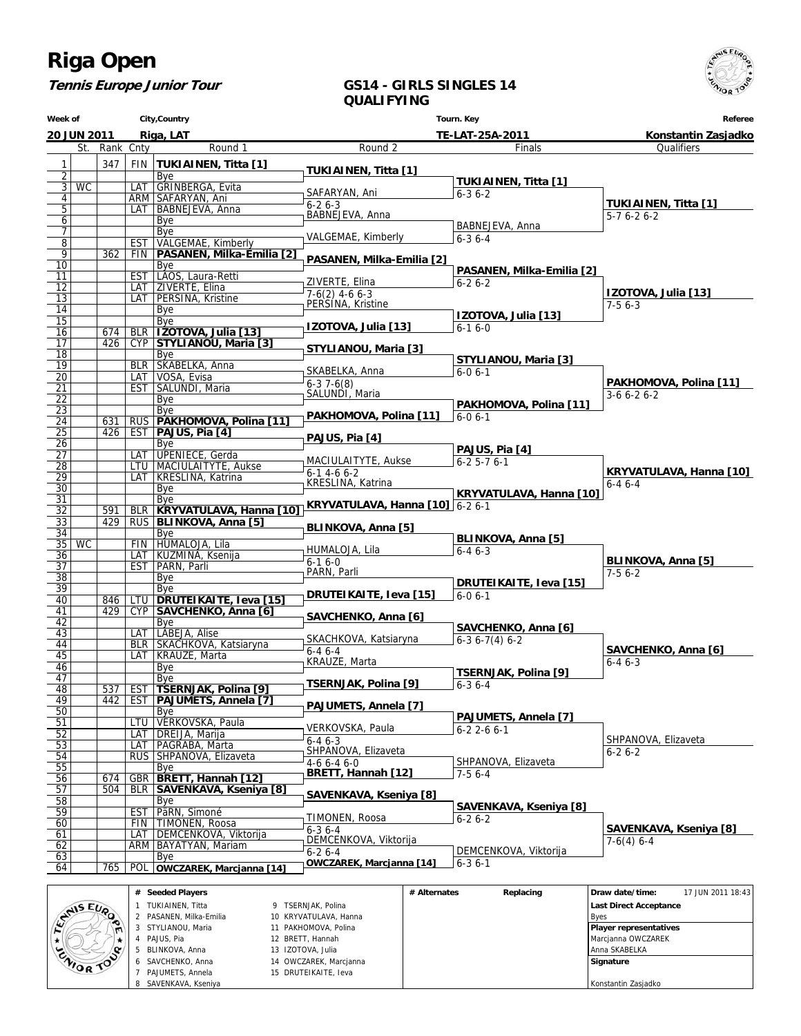# Riga Open

**Tennis Europe Junior Tour**

## GS14 - GIRLS SINGLES 14
## QUALIFYING

| Week of | City,Country | Tourn. Key | Referee |
|---|---|---|---|
| 20 JUN 2011 | Riga, LAT | TE-LAT-25A-2011 | Konstantin Zasjadko |

| # | St. | Rank | Cnty | Round 1 | Round 2 | Finals | Qualifiers |
|---|---|---|---|---|---|---|---|
| 1 | | 347 | FIN | **TUKIAINEN, Titta [1]** | **TUKIAINEN, Titta [1]** | | |
| 2 | | | | Bye | | **TUKIAINEN, Titta [1]** | |
| 3 | WC | | LAT | GRINBERGA, Evita | SAFARYAN, Ani | 6-3 6-2 | |
| 4 | | | ARM | SAFARYAN, Ani | 6-2 6-3 | | **TUKIAINEN, Titta [1]** |
| 5 | | | LAT | BABNEJEVA, Anna | BABNEJEVA, Anna | | 5-7 6-2 6-2 |
| 6 | | | | Bye | | BABNEJEVA, Anna | |
| 7 | | | | Bye | VALGEMAE, Kimberly | 6-3 6-4 | |
| 8 | | | EST | VALGEMAE, Kimberly | | | |
| 9 | | 362 | FIN | **PASANEN, Milka-Emilia [2]** | **PASANEN, Milka-Emilia [2]** | | |
| 10 | | | | Bye | | **PASANEN, Milka-Emilia [2]** | |
| 11 | | | EST | LAOS, Laura-Retti | ZIVERTE, Elina | 6-2 6-2 | |
| 12 | | | LAT | ZIVERTE, Elina | 7-6(2) 4-6 6-3 | | **IZOTOVA, Julia [13]** |
| 13 | | | LAT | PERSINA, Kristine | PERSINA, Kristine | | 7-5 6-3 |
| 14 | | | | Bye | | **IZOTOVA, Julia [13]** | |
| 15 | | | | Bye | **IZOTOVA, Julia [13]** | 6-1 6-0 | |
| 16 | | 674 | BLR | **IZOTOVA, Julia [13]** | | | |
| 17 | | 426 | CYP | **STYLIANOU, Maria [3]** | **STYLIANOU, Maria [3]** | | |
| 18 | | | | Bye | | **STYLIANOU, Maria [3]** | |
| 19 | | | BLR | SKABELKA, Anna | SKABELKA, Anna | 6-0 6-1 | |
| 20 | | | LAT | VOSA, Evisa | 6-3 7-6(8) | | **PAKHOMOVA, Polina [11]** |
| 21 | | | EST | SALUNDI, Maria | SALUNDI, Maria | | 3-6 6-2 6-2 |
| 22 | | | | Bye | | **PAKHOMOVA, Polina [11]** | |
| 23 | | | | Bye | **PAKHOMOVA, Polina [11]** | 6-0 6-1 | |
| 24 | | 631 | RUS | **PAKHOMOVA, Polina [11]** | | | |
| 25 | | 426 | EST | **PAJUS, Pia [4]** | **PAJUS, Pia [4]** | | |
| 26 | | | | Bye | | **PAJUS, Pia [4]** | |
| 27 | | | LAT | UPENIECE, Gerda | MACIULAITYTE, Aukse | 6-2 5-7 6-1 | |
| 28 | | | LTU | MACIULAITYTE, Aukse | 6-1 4-6 6-2 | | **KRYVATULAVA, Hanna [10]** |
| 29 | | | LAT | KRESLINA, Katrina | KRESLINA, Katrina | | 6-4 6-4 |
| 30 | | | | Bye | | **KRYVATULAVA, Hanna [10]** | |
| 31 | | | | Bye | **KRYVATULAVA, Hanna [10]** | 6-2 6-1 | |
| 32 | | 591 | BLR | **KRYVATULAVA, Hanna [10]** | | | |
| 33 | | 429 | RUS | **BLINKOVA, Anna [5]** | **BLINKOVA, Anna [5]** | | |
| 34 | | | | Bye | | **BLINKOVA, Anna [5]** | |
| 35 | WC | | FIN | HUMALOJA, Lila | HUMALOJA, Lila | 6-4 6-3 | |
| 36 | | | LAT | KUZMINA, Ksenija | 6-1 6-0 | | **BLINKOVA, Anna [5]** |
| 37 | | | EST | PARN, Parli | PARN, Parli | | 7-5 6-2 |
| 38 | | | | Bye | | **DRUTEIKAITE, Ieva [15]** | |
| 39 | | | | Bye | **DRUTEIKAITE, Ieva [15]** | 6-0 6-1 | |
| 40 | | 846 | LTU | **DRUTEIKAITE, Ieva [15]** | | | |
| 41 | | 429 | CYP | **SAVCHENKO, Anna [6]** | **SAVCHENKO, Anna [6]** | | |
| 42 | | | | Bye | | **SAVCHENKO, Anna [6]** | |
| 43 | | | LAT | LABEJA, Alise | SKACHKOVA, Katsiaryna | 6-3 6-7(4) 6-2 | |
| 44 | | | BLR | SKACHKOVA, Katsiaryna | 6-4 6-4 | | **SAVCHENKO, Anna [6]** |
| 45 | | | LAT | KRAUZE, Marta | KRAUZE, Marta | | 6-4 6-3 |
| 46 | | | | Bye | | **TSERNJAK, Polina [9]** | |
| 47 | | | | Bye | **TSERNJAK, Polina [9]** | 6-3 6-4 | |
| 48 | | 537 | EST | **TSERNJAK, Polina [9]** | | | |
| 49 | | 442 | EST | **PAJUMETS, Annela [7]** | **PAJUMETS, Annela [7]** | | |
| 50 | | | | Bye | | **PAJUMETS, Annela [7]** | |
| 51 | | | LTU | VERKOVSKA, Paula | VERKOVSKA, Paula | 6-2 2-6 6-1 | |
| 52 | | | LAT | DREIJA, Marija | 6-4 6-3 | | SHPANOVA, Elizaveta |
| 53 | | | LAT | PAGRABA, Marta | SHPANOVA, Elizaveta | | 6-2 6-2 |
| 54 | | | RUS | SHPANOVA, Elizaveta | 4-6 6-4 6-0 | SHPANOVA, Elizaveta | |
| 55 | | | | Bye | **BRETT, Hannah [12]** | 7-5 6-4 | |
| 56 | | 674 | GBR | **BRETT, Hannah [12]** | | | |
| 57 | | 504 | BLR | **SAVENKAVA, Kseniya [8]** | **SAVENKAVA, Kseniya [8]** | | |
| 58 | | | | Bye | | **SAVENKAVA, Kseniya [8]** | |
| 59 | | | EST | PäRN, Simoné | TIMONEN, Roosa | 6-2 6-2 | |
| 60 | | | FIN | TIMONEN, Roosa | 6-3 6-4 | | **SAVENKAVA, Kseniya [8]** |
| 61 | | | LAT | DEMCENKOVA, Viktorija | DEMCENKOVA, Viktorija | | 7-6(4) 6-4 |
| 62 | | | ARM | BAYATYAN, Mariam | 6-2 6-4 | DEMCENKOVA, Viktorija | |
| 63 | | | | Bye | **OWCZAREK, Marcjanna [14]** | 6-3 6-1 | |
| 64 | | 765 | POL | **OWCZAREK, Marcjanna [14]** | | | |

| # | Seeded Players | # | Seeded Players |
|---|---|---|---|
| 1 | TUKIAINEN, Titta | 9 | TSERNJAK, Polina |
| 2 | PASANEN, Milka-Emilia | 10 | KRYVATULAVA, Hanna |
| 3 | STYLIANOU, Maria | 11 | PAKHOMOVA, Polina |
| 4 | PAJUS, Pia | 12 | BRETT, Hannah |
| 5 | BLINKOVA, Anna | 13 | IZOTOVA, Julia |
| 6 | SAVCHENKO, Anna | 14 | OWCZAREK, Marcjanna |
| 7 | PAJUMETS, Annela | 15 | DRUTEIKAITE, Ieva |
| 8 | SAVENKAVA, Kseniya | | |

| # Alternates | Replacing |
|---|---|
| | |

**Draw date/time:** 17 JUN 2011 18:43

**Last Direct Acceptance**
Byes

**Player representatives**
Marcjanna OWCZAREK
Anna SKABELKA

**Signature**

Konstantin Zasjadko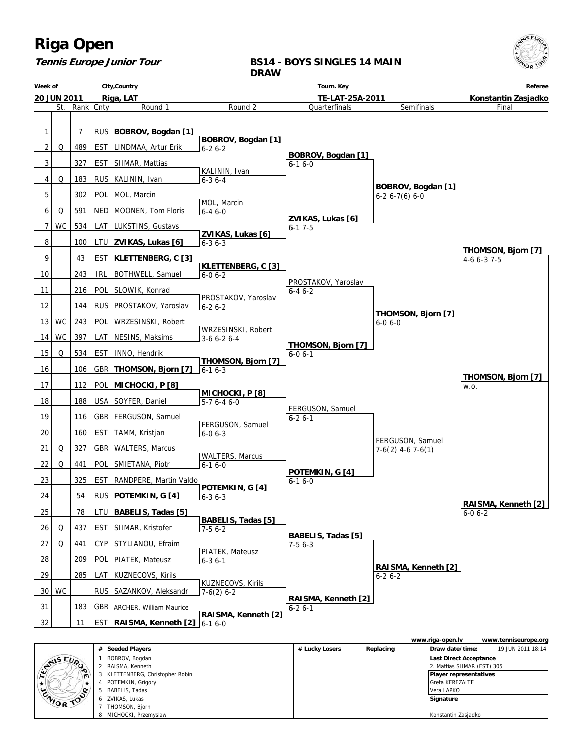# Riga Open

**Tennis Europe Junior Tour**

**BS14 - BOYS SINGLES 14 MAIN DRAW**

| Week of | City,Country | Tourn. Key | Referee |
|---|---|---|---|
| 20 JUN 2011 | Riga, LAT | TE-LAT-25A-2011 | Konstantin Zasjadko |

| # | St. | Rank | Cnty | Round 1 | Round 2 | Quarterfinals | Semifinals | Final |
|---|---|---|---|---|---|---|---|---|
| 1 | | 7 | RUS | **BOBROV, Bogdan [1]** | | | | |
| 2 | Q | 489 | EST | LINDMAA, Artur Erik | **BOBROV, Bogdan [1]** 6-2 6-2 | | | |
| 3 | | 327 | EST | SIIMAR, Mattias | | **BOBROV, Bogdan [1]** 6-1 6-0 | | |
| 4 | Q | 183 | RUS | KALININ, Ivan | KALININ, Ivan 6-3 6-4 | | | |
| 5 | | 302 | POL | MOL, Marcin | | | **BOBROV, Bogdan [1]** 6-2 6-7(6) 6-0 | |
| 6 | Q | 591 | NED | MOONEN, Tom Floris | MOL, Marcin 6-4 6-0 | | | |
| 7 | WC | 534 | LAT | LUKSTINS, Gustavs | | **ZVIKAS, Lukas [6]** 6-1 7-5 | | |
| 8 | | 100 | LTU | **ZVIKAS, Lukas [6]** | **ZVIKAS, Lukas [6]** 6-3 6-3 | | | |
| 9 | | 43 | EST | **KLETTENBERG, C [3]** | | | | **THOMSON, Bjorn [7]** 4-6 6-3 7-5 |
| 10 | | 243 | IRL | BOTHWELL, Samuel | **KLETTENBERG, C [3]** 6-0 6-2 | | | |
| 11 | | 216 | POL | SLOWIK, Konrad | | PROSTAKOV, Yaroslav 6-4 6-2 | | |
| 12 | | 144 | RUS | PROSTAKOV, Yaroslav | PROSTAKOV, Yaroslav 6-2 6-2 | | | |
| 13 | WC | 243 | POL | WRZESINSKI, Robert | | | **THOMSON, Bjorn [7]** 6-0 6-0 | |
| 14 | WC | 397 | LAT | NESINS, Maksims | WRZESINSKI, Robert 3-6 6-2 6-4 | | | |
| 15 | Q | 534 | EST | INNO, Hendrik | | **THOMSON, Bjorn [7]** 6-0 6-1 | | |
| 16 | | 106 | GBR | **THOMSON, Bjorn [7]** | **THOMSON, Bjorn [7]** 6-1 6-3 | | | |
| 17 | | 112 | POL | **MICHOCKI, P [8]** | | | | **THOMSON, Bjorn [7]** w.o. |
| 18 | | 188 | USA | SOYFER, Daniel | **MICHOCKI, P [8]** 5-7 6-4 6-0 | | | |
| 19 | | 116 | GBR | FERGUSON, Samuel | | FERGUSON, Samuel 6-2 6-1 | | |
| 20 | | 160 | EST | TAMM, Kristjan | FERGUSON, Samuel 6-0 6-3 | | | |
| 21 | Q | 327 | GBR | WALTERS, Marcus | | | FERGUSON, Samuel 7-6(2) 4-6 7-6(1) | |
| 22 | Q | 441 | POL | SMIETANA, Piotr | WALTERS, Marcus 6-1 6-0 | | | |
| 23 | | 325 | EST | RANDPERE, Martin Valdo | | **POTEMKIN, G [4]** 6-1 6-0 | | |
| 24 | | 54 | RUS | **POTEMKIN, G [4]** | **POTEMKIN, G [4]** 6-3 6-3 | | | |
| 25 | | 78 | LTU | **BABELIS, Tadas [5]** | | | | **RAISMA, Kenneth [2]** 6-0 6-2 |
| 26 | Q | 437 | EST | SIIMAR, Kristofer | **BABELIS, Tadas [5]** 7-5 6-2 | | | |
| 27 | Q | 441 | CYP | STYLIANOU, Efraim | | **BABELIS, Tadas [5]** 7-5 6-3 | | |
| 28 | | 209 | POL | PIATEK, Mateusz | PIATEK, Mateusz 6-3 6-1 | | | |
| 29 | | 285 | LAT | KUZNECOVS, Kirils | | | **RAISMA, Kenneth [2]** 6-2 6-2 | |
| 30 | WC | | RUS | SAZANKOV, Aleksandr | KUZNECOVS, Kirils 7-6(2) 6-2 | | | |
| 31 | | 183 | GBR | ARCHER, William Maurice | | **RAISMA, Kenneth [2]** 6-2 6-1 | | |
| 32 | | 11 | EST | **RAISMA, Kenneth [2]** | **RAISMA, Kenneth [2]** 6-1 6-0 | | | |

www.riga-open.lv www.tenniseurope.org

| # | Seeded Players | # Lucky Losers | Replacing | |
|---|---|---|---|---|
| 1 | BOBROV, Bogdan | | | Draw date/time: 19 JUN 2011 18:14 |
| 2 | RAISMA, Kenneth | | | **Last Direct Acceptance** 2. Mattias SIIMAR (EST) 305 |
| 3 | KLETTENBERG, Christopher Robin | | | **Player representatives** |
| 4 | POTEMKIN, Grigory | | | Greta KEREZAITE |
| 5 | BABELIS, Tadas | | | Vera LAPKO |
| 6 | ZVIKAS, Lukas | | | **Signature** |
| 7 | THOMSON, Bjorn | | | |
| 8 | MICHOCKI, Przemyslaw | | | Konstantin Zasjadko |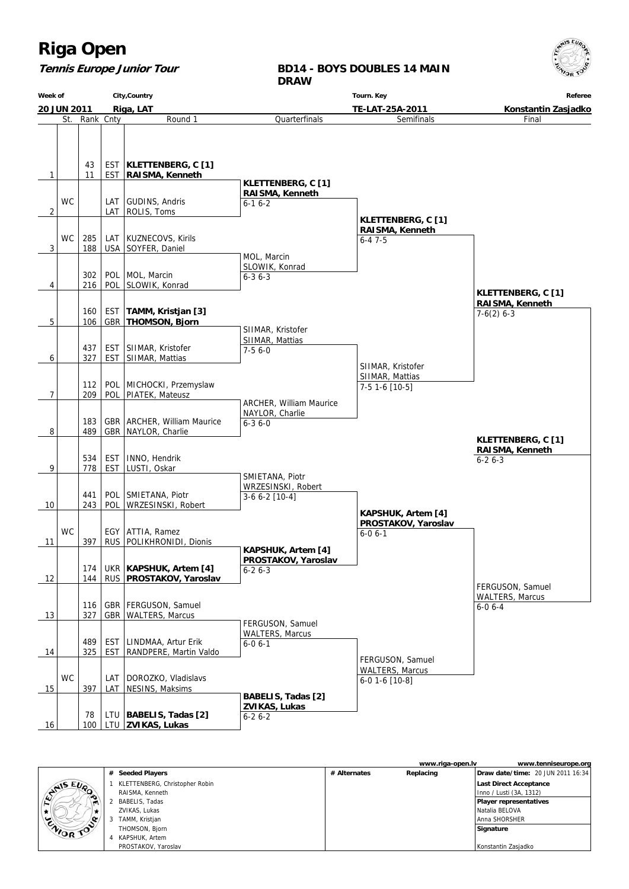# Riga Open

**Tennis Europe Junior Tour**

**BD14 - BOYS DOUBLES 14 MAIN DRAW**

| Week of | City,Country | Tourn. Key | Referee |
|---|---|---|---|
| **20 JUN 2011** | **Riga, LAT** | **TE-LAT-25A-2011** | **Konstantin Zasjadko** |

| # | St. | Rank | Cnty | Round 1 |
|---|---|---|---|---|
| 1 | | 43 | EST | **KLETTENBERG, C [1]** |
| | | 11 | EST | **RAISMA, Kenneth** |
| 2 | WC | | LAT | GUDINS, Andris |
| | | | LAT | ROLIS, Toms |
| 3 | WC | 285 | LAT | KUZNECOVS, Kirils |
| | | 188 | USA | SOYFER, Daniel |
| 4 | | 302 | POL | MOL, Marcin |
| | | 216 | POL | SLOWIK, Konrad |
| 5 | | 160 | EST | **TAMM, Kristjan [3]** |
| | | 106 | GBR | **THOMSON, Bjorn** |
| 6 | | 437 | EST | SIIMAR, Kristofer |
| | | 327 | EST | SIIMAR, Mattias |
| 7 | | 112 | POL | MICHOCKI, Przemyslaw |
| | | 209 | POL | PIATEK, Mateusz |
| 8 | | 183 | GBR | ARCHER, William Maurice |
| | | 489 | GBR | NAYLOR, Charlie |
| 9 | | 534 | EST | INNO, Hendrik |
| | | 778 | EST | LUSTI, Oskar |
| 10 | | 441 | POL | SMIETANA, Piotr |
| | | 243 | POL | WRZESINSKI, Robert |
| 11 | WC | | EGY | ATTIA, Ramez |
| | | 397 | RUS | POLIKHRONIDI, Dionis |
| 12 | | 174 | UKR | **KAPSHUK, Artem [4]** |
| | | 144 | RUS | **PROSTAKOV, Yaroslav** |
| 13 | | 116 | GBR | FERGUSON, Samuel |
| | | 327 | GBR | WALTERS, Marcus |
| 14 | | 489 | EST | LINDMAA, Artur Erik |
| | | 325 | EST | RANDPERE, Martin Valdo |
| 15 | WC | | LAT | DOROZKO, Vladislavs |
| | | 397 | LAT | NESINS, Maksims |
| 16 | | 78 | LTU | **BABELIS, Tadas [2]** |
| | | 100 | LTU | **ZVIKAS, Lukas** |

**Quarterfinals**

- **KLETTENBERG, C [1] / RAISMA, Kenneth** 6-1 6-2
- MOL, Marcin / SLOWIK, Konrad 6-3 6-3
- SIIMAR, Kristofer / SIIMAR, Mattias 7-5 6-0
- ARCHER, William Maurice / NAYLOR, Charlie 6-3 6-0
- SMIETANA, Piotr / WRZESINSKI, Robert 3-6 6-2 [10-4]
- **KAPSHUK, Artem [4] / PROSTAKOV, Yaroslav** 6-2 6-3
- FERGUSON, Samuel / WALTERS, Marcus 6-0 6-1
- **BABELIS, Tadas [2] / ZVIKAS, Lukas** 6-2 6-2

**Semifinals**

- **KLETTENBERG, C [1] / RAISMA, Kenneth** 6-4 7-5
- SIIMAR, Kristofer / SIIMAR, Mattias 7-5 1-6 [10-5]
- **KAPSHUK, Artem [4] / PROSTAKOV, Yaroslav** 6-0 6-1
- FERGUSON, Samuel / WALTERS, Marcus 6-0 1-6 [10-8]

**Final**

- **KLETTENBERG, C [1] / RAISMA, Kenneth** 7-6(2) 6-3
- FERGUSON, Samuel / WALTERS, Marcus 6-0 6-4

**Winner**

- **KLETTENBERG, C [1] / RAISMA, Kenneth** 6-2 6-3

www.riga-open.lv | www.tenniseurope.org

| # | Seeded Players | # Alternates | Replacing |
|---|---|---|---|
| 1 | KLETTENBERG, Christopher Robin / RAISMA, Kenneth | | |
| 2 | BABELIS, Tadas / ZVIKAS, Lukas | | |
| 3 | TAMM, Kristjan / THOMSON, Bjorn | | |
| 4 | KAPSHUK, Artem / PROSTAKOV, Yaroslav | | |

**Draw date/time:** 20 JUN 2011 16:34

**Last Direct Acceptance**
Inno / Lusti (3A, 1312)

**Player representatives**
Natalia BELOVA
Anna SHORSHER

**Signature**

Konstantin Zasjadko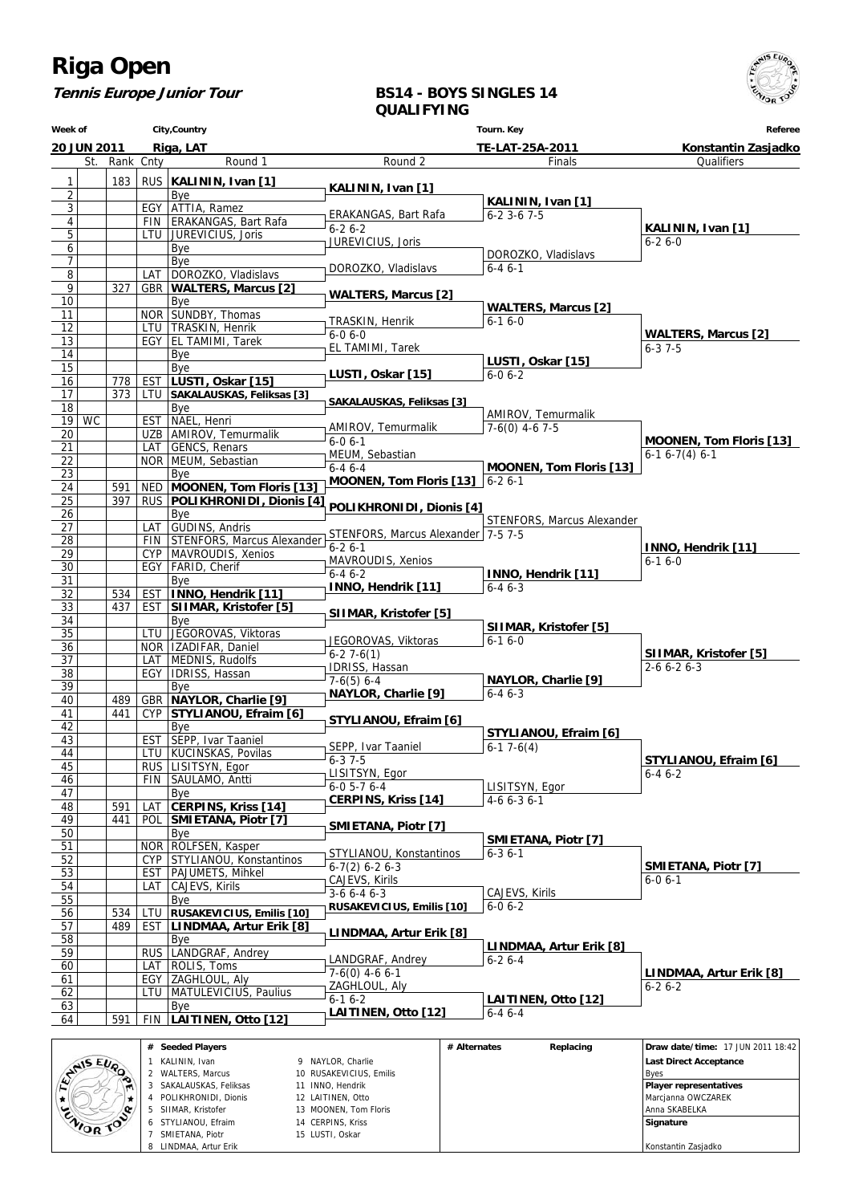# Riga Open

**Tennis Europe Junior Tour**

## BS14 - BOYS SINGLES 14
## QUALIFYING

| Week of | City,Country | Tourn. Key | Referee |
|---|---|---|---|
| 20 JUN 2011 | Riga, LAT | TE-LAT-25A-2011 | Konstantin Zasjadko |

| | St. | Rank | Cnty | Round 1 | Round 2 | Finals | Qualifiers |
|---|---|---|---|---|---|---|---|
| 1 | | 183 | RUS | **KALININ, Ivan [1]** | **KALININ, Ivan [1]** | | |
| 2 | | | | Bye | | **KALININ, Ivan [1]** | |
| 3 | | | EGY | ATTIA, Ramez | ERAKANGAS, Bart Rafa | 6-2 3-6 7-5 | |
| 4 | | | FIN | ERAKANGAS, Bart Rafa | 6-2 6-2 | | **KALININ, Ivan [1]** |
| 5 | | | LTU | JUREVICIUS, Joris | JUREVICIUS, Joris | | 6-2 6-0 |
| 6 | | | | Bye | | DOROZKO, Vladislavs | |
| 7 | | | | Bye | DOROZKO, Vladislavs | 6-4 6-1 | |
| 8 | | | LAT | DOROZKO, Vladislavs | | | |
| 9 | | 327 | GBR | **WALTERS, Marcus [2]** | **WALTERS, Marcus [2]** | | |
| 10 | | | | Bye | | **WALTERS, Marcus [2]** | |
| 11 | | | NOR | SUNDBY, Thomas | TRASKIN, Henrik | 6-1 6-0 | |
| 12 | | | LTU | TRASKIN, Henrik | 6-0 6-0 | | **WALTERS, Marcus [2]** |
| 13 | | | EGY | EL TAMIMI, Tarek | EL TAMIMI, Tarek | | 6-3 7-5 |
| 14 | | | | Bye | | **LUSTI, Oskar [15]** | |
| 15 | | | | Bye | **LUSTI, Oskar [15]** | 6-0 6-2 | |
| 16 | | 778 | EST | **LUSTI, Oskar [15]** | | | |
| 17 | | 373 | LTU | **SAKALAUSKAS, Feliksas [3]** | **SAKALAUSKAS, Feliksas [3]** | | |
| 18 | | | | Bye | | AMIROV, Temurmalik | |
| 19 | WC | | EST | NAEL, Henri | AMIROV, Temurmalik | 7-6(0) 4-6 7-5 | |
| 20 | | | UZB | AMIROV, Temurmalik | 6-0 6-1 | | **MOONEN, Tom Floris [13]** |
| 21 | | | LAT | GENCS, Renars | MEUM, Sebastian | | 6-1 6-7(4) 6-1 |
| 22 | | | NOR | MEUM, Sebastian | 6-4 6-4 | **MOONEN, Tom Floris [13]** | |
| 23 | | | | Bye | **MOONEN, Tom Floris [13]** | 6-2 6-1 | |
| 24 | | 591 | NED | **MOONEN, Tom Floris [13]** | | | |
| 25 | | 397 | RUS | **POLIKHRONIDI, Dionis [4]** | **POLIKHRONIDI, Dionis [4]** | | |
| 26 | | | | Bye | | STENFORS, Marcus Alexander | |
| 27 | | | LAT | GUDINS, Andris | STENFORS, Marcus Alexander | 7-5 7-5 | |
| 28 | | | FIN | STENFORS, Marcus Alexander | 6-2 6-1 | | **INNO, Hendrik [11]** |
| 29 | | | CYP | MAVROUDIS, Xenios | MAVROUDIS, Xenios | | 6-1 6-0 |
| 30 | | | EGY | FARID, Cherif | 6-4 6-2 | **INNO, Hendrik [11]** | |
| 31 | | | | Bye | **INNO, Hendrik [11]** | 6-4 6-3 | |
| 32 | | 534 | EST | **INNO, Hendrik [11]** | | | |
| 33 | | 437 | EST | **SIIMAR, Kristofer [5]** | **SIIMAR, Kristofer [5]** | | |
| 34 | | | | Bye | | **SIIMAR, Kristofer [5]** | |
| 35 | | | LTU | JEGOROVAS, Viktoras | JEGOROVAS, Viktoras | 6-1 6-0 | |
| 36 | | | NOR | IZADIFAR, Daniel | 6-2 7-6(1) | | **SIIMAR, Kristofer [5]** |
| 37 | | | LAT | MEDNIS, Rudolfs | IDRISS, Hassan | | 2-6 6-2 6-3 |
| 38 | | | EGY | IDRISS, Hassan | 7-6(5) 6-4 | **NAYLOR, Charlie [9]** | |
| 39 | | | | Bye | **NAYLOR, Charlie [9]** | 6-4 6-3 | |
| 40 | | 489 | GBR | **NAYLOR, Charlie [9]** | | | |
| 41 | | 441 | CYP | **STYLIANOU, Efraim [6]** | **STYLIANOU, Efraim [6]** | | |
| 42 | | | | Bye | | **STYLIANOU, Efraim [6]** | |
| 43 | | | EST | SEPP, Ivar Taaniel | SEPP, Ivar Taaniel | 6-1 7-6(4) | |
| 44 | | | LTU | KUCINSKAS, Povilas | 6-3 7-5 | | **STYLIANOU, Efraim [6]** |
| 45 | | | RUS | LISITSYN, Egor | LISITSYN, Egor | | 6-4 6-2 |
| 46 | | | FIN | SAULAMO, Antti | 6-0 5-7 6-4 | LISITSYN, Egor | |
| 47 | | | | Bye | **CERPINS, Kriss [14]** | 4-6 6-3 6-1 | |
| 48 | | 591 | LAT | **CERPINS, Kriss [14]** | | | |
| 49 | | 441 | POL | **SMIETANA, Piotr [7]** | **SMIETANA, Piotr [7]** | | |
| 50 | | | | Bye | | **SMIETANA, Piotr [7]** | |
| 51 | | | NOR | ROLFSEN, Kasper | STYLIANOU, Konstantinos | 6-3 6-1 | |
| 52 | | | CYP | STYLIANOU, Konstantinos | 6-7(2) 6-2 6-3 | | **SMIETANA, Piotr [7]** |
| 53 | | | EST | PAJUMETS, Mihkel | CAJEVS, Kirils | | 6-0 6-1 |
| 54 | | | LAT | CAJEVS, Kirils | 3-6 6-4 6-3 | CAJEVS, Kirils | |
| 55 | | | | Bye | **RUSAKEVICIUS, Emilis [10]** | 6-0 6-2 | |
| 56 | | 534 | LTU | **RUSAKEVICIUS, Emilis [10]** | | | |
| 57 | | 489 | EST | **LINDMAA, Artur Erik [8]** | **LINDMAA, Artur Erik [8]** | | |
| 58 | | | | Bye | | **LINDMAA, Artur Erik [8]** | |
| 59 | | | RUS | LANDGRAF, Andrey | LANDGRAF, Andrey | 6-2 6-4 | |
| 60 | | | LAT | ROLIS, Toms | 7-6(0) 4-6 6-1 | | **LINDMAA, Artur Erik [8]** |
| 61 | | | EGY | ZAGHLOUL, Aly | ZAGHLOUL, Aly | | 6-2 6-2 |
| 62 | | | LTU | MATULEVICIUS, Paulius | 6-1 6-2 | **LAITINEN, Otto [12]** | |
| 63 | | | | Bye | **LAITINEN, Otto [12]** | 6-4 6-4 | |
| 64 | | 591 | FIN | **LAITINEN, Otto [12]** | | | |

| # | Seeded Players | # | Seeded Players |
|---|---|---|---|
| 1 | KALININ, Ivan | 9 | NAYLOR, Charlie |
| 2 | WALTERS, Marcus | 10 | RUSAKEVICIUS, Emilis |
| 3 | SAKALAUSKAS, Feliksas | 11 | INNO, Hendrik |
| 4 | POLIKHRONIDI, Dionis | 12 | LAITINEN, Otto |
| 5 | SIIMAR, Kristofer | 13 | MOONEN, Tom Floris |
| 6 | STYLIANOU, Efraim | 14 | CERPINS, Kriss |
| 7 | SMIETANA, Piotr | 15 | LUSTI, Oskar |
| 8 | LINDMAA, Artur Erik | | |

# Alternates | Replacing

**Draw date/time:** 17 JUN 2011 18:42

**Last Direct Acceptance**
Byes

**Player representatives**
Marcjanna OWCZAREK
Anna SKABELKA

**Signature**
Konstantin Zasjadko